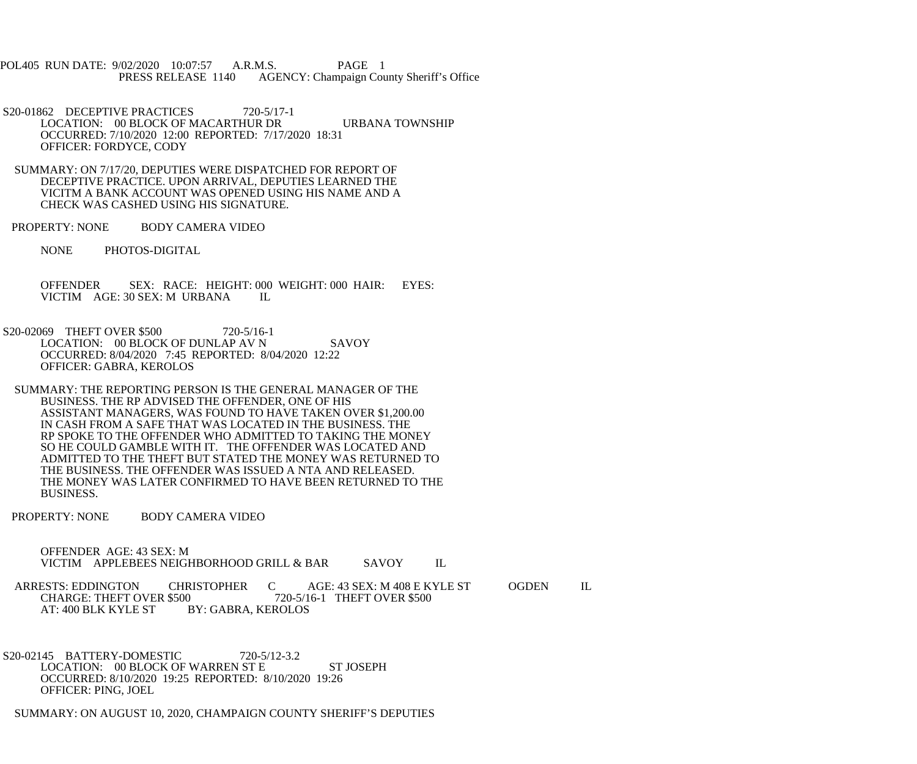POL405 RUN DATE: 9/02/2020 10:07:57 A.R.M.S. PAGE 1
PRESS RELEASE 1140 AGENCY: Champaign County Sheriff's Office

S20-01862 DECEPTIVE PRACTICES 720-5/17-1
LOCATION: 00 BLOCK OF MACARTHUR DR URBANA TOWNSHIP
OCCURRED: 7/10/2020 12:00 REPORTED: 7/17/2020 18:31
OFFICER: FORDYCE, CODY

SUMMARY: ON 7/17/20, DEPUTIES WERE DISPATCHED FOR REPORT OF DECEPTIVE PRACTICE. UPON ARRIVAL, DEPUTIES LEARNED THE VICITM A BANK ACCOUNT WAS OPENED USING HIS NAME AND A CHECK WAS CASHED USING HIS SIGNATURE.

PROPERTY: NONE BODY CAMERA VIDEO

NONE PHOTOS-DIGITAL

OFFENDER SEX: RACE: HEIGHT: 000 WEIGHT: 000 HAIR: EYES:
VICTIM AGE: 30 SEX: M URBANA IL

S20-02069 THEFT OVER $500 720-5/16-1
LOCATION: 00 BLOCK OF DUNLAP AV N SAVOY
OCCURRED: 8/04/2020 7:45 REPORTED: 8/04/2020 12:22
OFFICER: GABRA, KEROLOS

SUMMARY: THE REPORTING PERSON IS THE GENERAL MANAGER OF THE BUSINESS. THE RP ADVISED THE OFFENDER, ONE OF HIS ASSISTANT MANAGERS, WAS FOUND TO HAVE TAKEN OVER $1,200.00 IN CASH FROM A SAFE THAT WAS LOCATED IN THE BUSINESS. THE RP SPOKE TO THE OFFENDER WHO ADMITTED TO TAKING THE MONEY SO HE COULD GAMBLE WITH IT. THE OFFENDER WAS LOCATED AND ADMITTED TO THE THEFT BUT STATED THE MONEY WAS RETURNED TO THE BUSINESS. THE OFFENDER WAS ISSUED A NTA AND RELEASED. THE MONEY WAS LATER CONFIRMED TO HAVE BEEN RETURNED TO THE BUSINESS.

PROPERTY: NONE BODY CAMERA VIDEO

OFFENDER AGE: 43 SEX: M
VICTIM APPLEBEES NEIGHBORHOOD GRILL & BAR SAVOY IL

ARRESTS: EDDINGTON CHRISTOPHER C AGE: 43 SEX: M 408 E KYLE ST OGDEN IL
CHARGE: THEFT OVER $500 720-5/16-1 THEFT OVER $500
AT: 400 BLK KYLE ST BY: GABRA, KEROLOS

S20-02145 BATTERY-DOMESTIC 720-5/12-3.2
LOCATION: 00 BLOCK OF WARREN ST E ST JOSEPH
OCCURRED: 8/10/2020 19:25 REPORTED: 8/10/2020 19:26
OFFICER: PING, JOEL

SUMMARY: ON AUGUST 10, 2020, CHAMPAIGN COUNTY SHERIFF'S DEPUTIES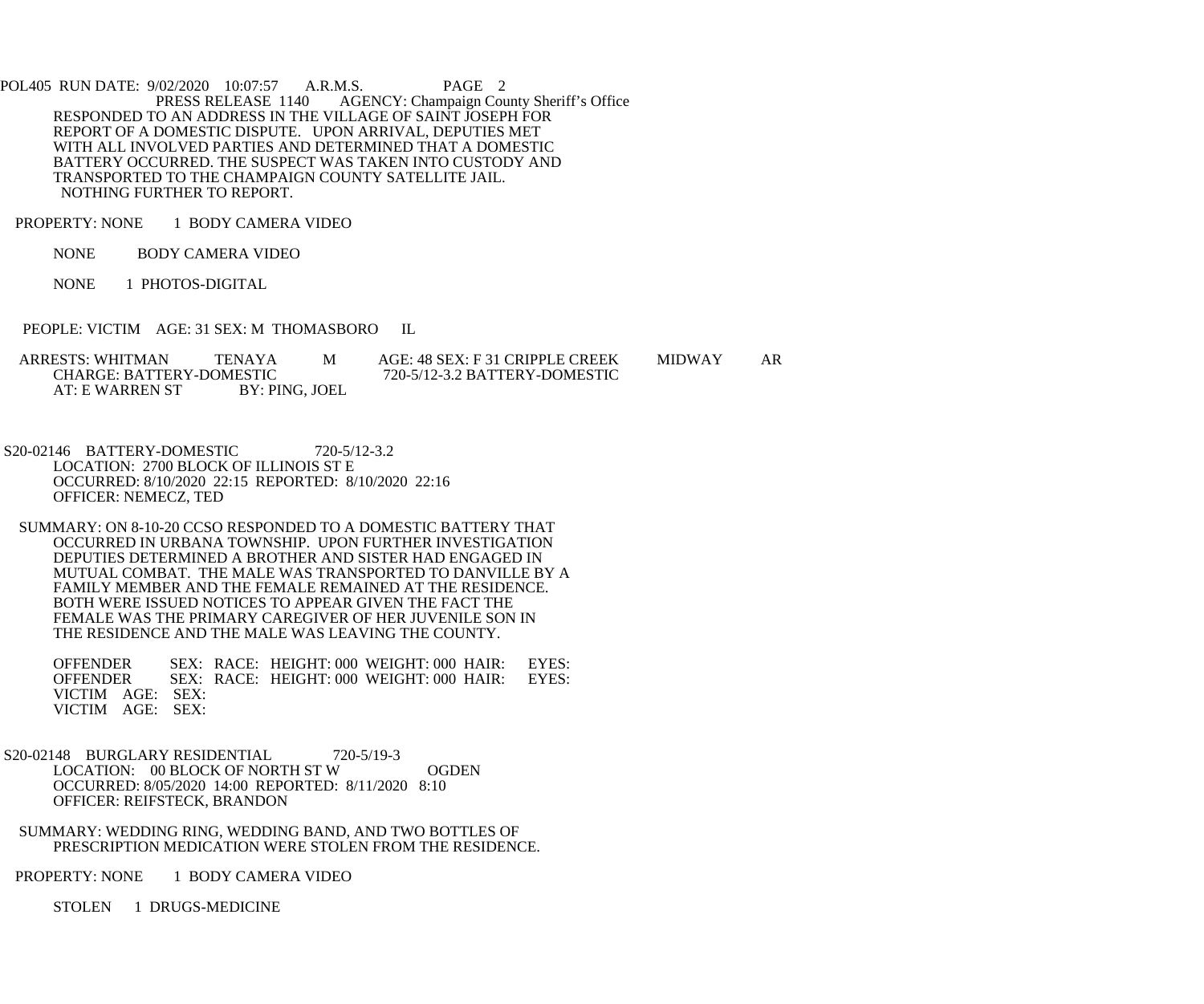RESPONDED TO AN ADDRESS IN THE VILLAGE OF SAINT JOSEPH FOR REPORT OF A DOMESTIC DISPUTE. UPON ARRIVAL, DEPUTIES MET WITH ALL INVOLVED PARTIES AND DETERMINED THAT A DOMESTIC BATTERY OCCURRED. THE SUSPECT WAS TAKEN INTO CUSTODY AND TRANSPORTED TO THE CHAMPAIGN COUNTY SATELLITE JAIL. NOTHING FURTHER TO REPORT.

PROPERTY: NONE 1 BODY CAMERA VIDEO

NONE BODY CAMERA VIDEO

NONE 1 PHOTOS-DIGITAL

PEOPLE: VICTIM AGE: 31 SEX: M THOMASBORO IL

ARRESTS: WHITMAN TENAYA M AGE: 48 SEX: F 31 CRIPPLE CREEK MIDWAY AR
CHARGE: BATTERY-DOMESTIC 720-5/12-3.2 BATTERY-DOMESTIC
AT: E WARREN ST BY: PING, JOEL

S20-02146 BATTERY-DOMESTIC 720-5/12-3.2
LOCATION: 2700 BLOCK OF ILLINOIS ST E
OCCURRED: 8/10/2020 22:15 REPORTED: 8/10/2020 22:16
OFFICER: NEMECZ, TED

SUMMARY: ON 8-10-20 CCSO RESPONDED TO A DOMESTIC BATTERY THAT OCCURRED IN URBANA TOWNSHIP. UPON FURTHER INVESTIGATION DEPUTIES DETERMINED A BROTHER AND SISTER HAD ENGAGED IN MUTUAL COMBAT. THE MALE WAS TRANSPORTED TO DANVILLE BY A FAMILY MEMBER AND THE FEMALE REMAINED AT THE RESIDENCE. BOTH WERE ISSUED NOTICES TO APPEAR GIVEN THE FACT THE FEMALE WAS THE PRIMARY CAREGIVER OF HER JUVENILE SON IN THE RESIDENCE AND THE MALE WAS LEAVING THE COUNTY.

OFFENDER SEX: RACE: HEIGHT: 000 WEIGHT: 000 HAIR: EYES:
OFFENDER SEX: RACE: HEIGHT: 000 WEIGHT: 000 HAIR: EYES:
VICTIM AGE: SEX:
VICTIM AGE: SEX:

S20-02148 BURGLARY RESIDENTIAL 720-5/19-3
LOCATION: 00 BLOCK OF NORTH ST W OGDEN
OCCURRED: 8/05/2020 14:00 REPORTED: 8/11/2020 8:10
OFFICER: REIFSTECK, BRANDON

SUMMARY: WEDDING RING, WEDDING BAND, AND TWO BOTTLES OF PRESCRIPTION MEDICATION WERE STOLEN FROM THE RESIDENCE.

PROPERTY: NONE 1 BODY CAMERA VIDEO

STOLEN 1 DRUGS-MEDICINE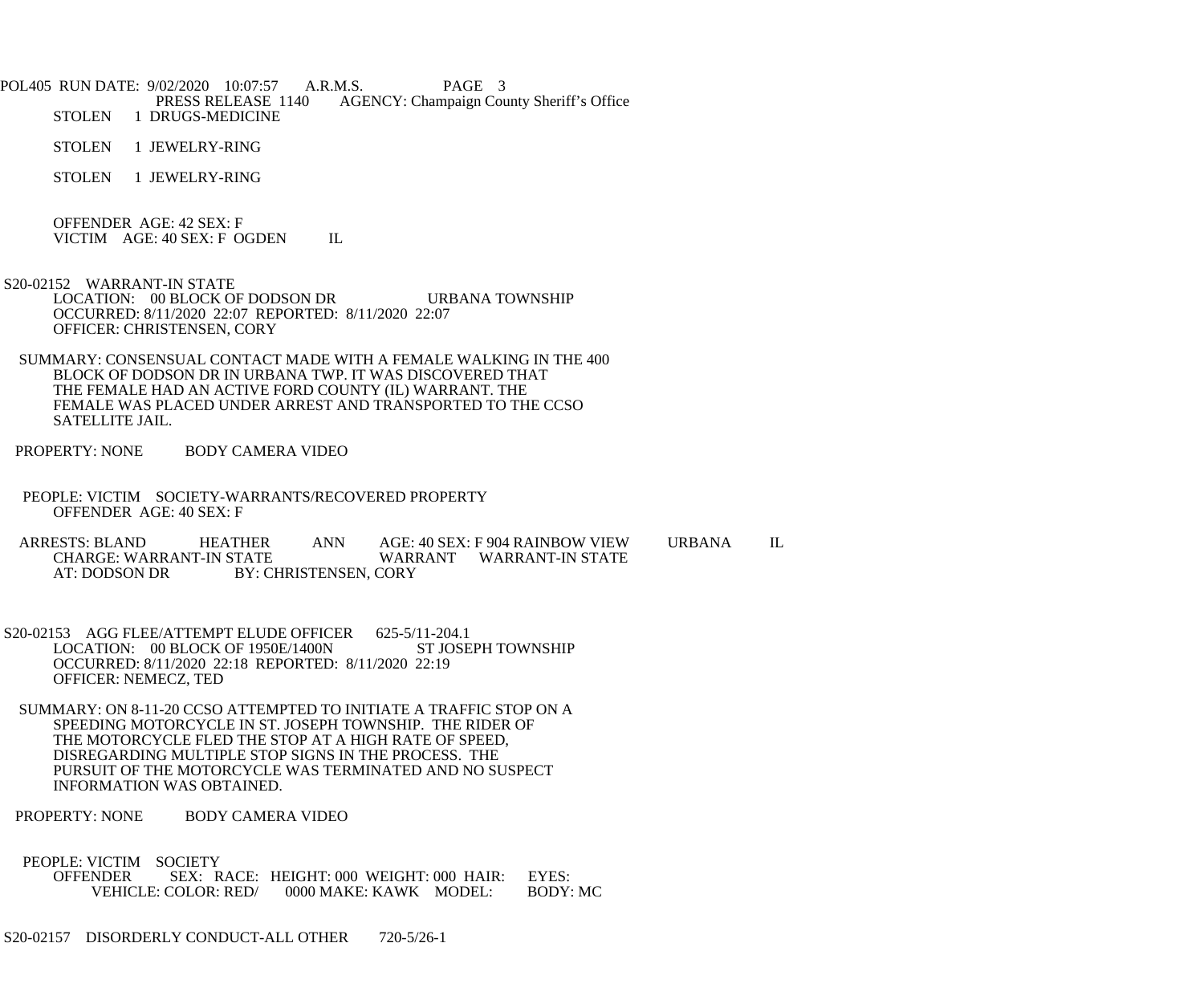STOLEN 1 DRUGS-MEDICINE

STOLEN 1 JEWELRY-RING

STOLEN 1 JEWELRY-RING

OFFENDER AGE: 42 SEX: F
VICTIM AGE: 40 SEX: F OGDEN IL

S20-02152 WARRANT-IN STATE
LOCATION: 00 BLOCK OF DODSON DR URBANA TOWNSHIP
OCCURRED: 8/11/2020 22:07 REPORTED: 8/11/2020 22:07
OFFICER: CHRISTENSEN, CORY

SUMMARY: CONSENSUAL CONTACT MADE WITH A FEMALE WALKING IN THE 400 BLOCK OF DODSON DR IN URBANA TWP. IT WAS DISCOVERED THAT THE FEMALE HAD AN ACTIVE FORD COUNTY (IL) WARRANT. THE FEMALE WAS PLACED UNDER ARREST AND TRANSPORTED TO THE CCSO SATELLITE JAIL.

PROPERTY: NONE BODY CAMERA VIDEO

PEOPLE: VICTIM SOCIETY-WARRANTS/RECOVERED PROPERTY
OFFENDER AGE: 40 SEX: F

ARRESTS: BLAND HEATHER ANN AGE: 40 SEX: F 904 RAINBOW VIEW URBANA IL
CHARGE: WARRANT-IN STATE WARRANT WARRANT-IN STATE
AT: DODSON DR BY: CHRISTENSEN, CORY

S20-02153 AGG FLEE/ATTEMPT ELUDE OFFICER 625-5/11-204.1
LOCATION: 00 BLOCK OF 1950E/1400N ST JOSEPH TOWNSHIP
OCCURRED: 8/11/2020 22:18 REPORTED: 8/11/2020 22:19
OFFICER: NEMECZ, TED

SUMMARY: ON 8-11-20 CCSO ATTEMPTED TO INITIATE A TRAFFIC STOP ON A SPEEDING MOTORCYCLE IN ST. JOSEPH TOWNSHIP. THE RIDER OF THE MOTORCYCLE FLED THE STOP AT A HIGH RATE OF SPEED, DISREGARDING MULTIPLE STOP SIGNS IN THE PROCESS. THE PURSUIT OF THE MOTORCYCLE WAS TERMINATED AND NO SUSPECT INFORMATION WAS OBTAINED.

PROPERTY: NONE BODY CAMERA VIDEO

PEOPLE: VICTIM SOCIETY
OFFENDER SEX: RACE: HEIGHT: 000 WEIGHT: 000 HAIR: EYES:
VEHICLE: COLOR: RED/ 0000 MAKE: KAWK MODEL: BODY: MC

S20-02157 DISORDERLY CONDUCT-ALL OTHER 720-5/26-1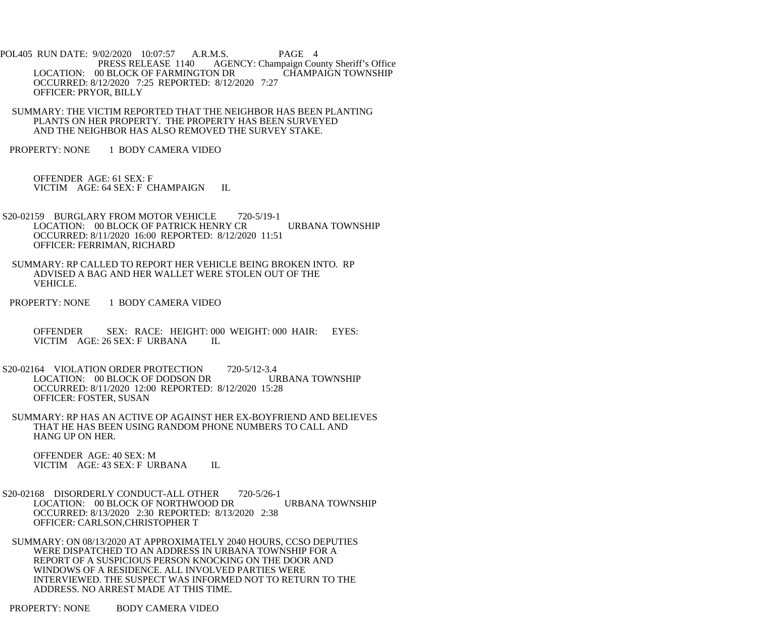POL405 RUN DATE: 9/02/2020 10:07:57 A.R.M.S. PAGE 4
PRESS RELEASE 1140 AGENCY: Champaign County Sheriff's Office

LOCATION: 00 BLOCK OF FARMINGTON DR CHAMPAIGN TOWNSHIP
OCCURRED: 8/12/2020 7:25 REPORTED: 8/12/2020 7:27
OFFICER: PRYOR, BILLY

SUMMARY: THE VICTIM REPORTED THAT THE NEIGHBOR HAS BEEN PLANTING PLANTS ON HER PROPERTY. THE PROPERTY HAS BEEN SURVEYED AND THE NEIGHBOR HAS ALSO REMOVED THE SURVEY STAKE.

PROPERTY: NONE 1 BODY CAMERA VIDEO

OFFENDER AGE: 61 SEX: F
VICTIM AGE: 64 SEX: F CHAMPAIGN IL

S20-02159 BURGLARY FROM MOTOR VEHICLE 720-5/19-1
LOCATION: 00 BLOCK OF PATRICK HENRY CR URBANA TOWNSHIP
OCCURRED: 8/11/2020 16:00 REPORTED: 8/12/2020 11:51
OFFICER: FERRIMAN, RICHARD

SUMMARY: RP CALLED TO REPORT HER VEHICLE BEING BROKEN INTO. RP ADVISED A BAG AND HER WALLET WERE STOLEN OUT OF THE VEHICLE.

PROPERTY: NONE 1 BODY CAMERA VIDEO

OFFENDER SEX: RACE: HEIGHT: 000 WEIGHT: 000 HAIR: EYES:
VICTIM AGE: 26 SEX: F URBANA IL

S20-02164 VIOLATION ORDER PROTECTION 720-5/12-3.4
LOCATION: 00 BLOCK OF DODSON DR URBANA TOWNSHIP
OCCURRED: 8/11/2020 12:00 REPORTED: 8/12/2020 15:28
OFFICER: FOSTER, SUSAN

SUMMARY: RP HAS AN ACTIVE OP AGAINST HER EX-BOYFRIEND AND BELIEVES THAT HE HAS BEEN USING RANDOM PHONE NUMBERS TO CALL AND HANG UP ON HER.

OFFENDER AGE: 40 SEX: M
VICTIM AGE: 43 SEX: F URBANA IL

S20-02168 DISORDERLY CONDUCT-ALL OTHER 720-5/26-1
LOCATION: 00 BLOCK OF NORTHWOOD DR URBANA TOWNSHIP
OCCURRED: 8/13/2020 2:30 REPORTED: 8/13/2020 2:38
OFFICER: CARLSON,CHRISTOPHER T

SUMMARY: ON 08/13/2020 AT APPROXIMATELY 2040 HOURS, CCSO DEPUTIES WERE DISPATCHED TO AN ADDRESS IN URBANA TOWNSHIP FOR A REPORT OF A SUSPICIOUS PERSON KNOCKING ON THE DOOR AND WINDOWS OF A RESIDENCE. ALL INVOLVED PARTIES WERE INTERVIEWED. THE SUSPECT WAS INFORMED NOT TO RETURN TO THE ADDRESS. NO ARREST MADE AT THIS TIME.

PROPERTY: NONE BODY CAMERA VIDEO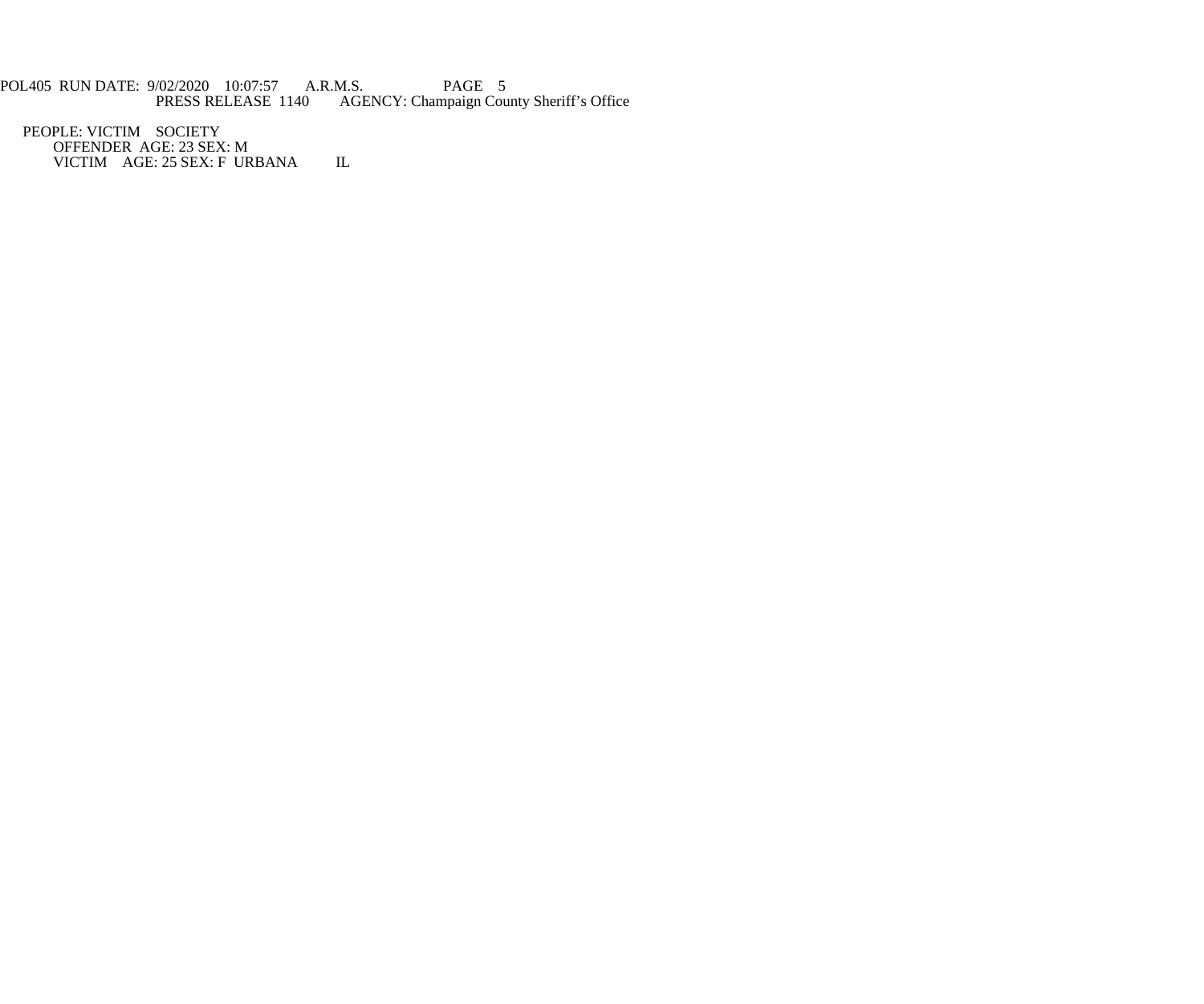PEOPLE: VICTIM SOCIETY
OFFENDER AGE: 23 SEX: M
VICTIM AGE: 25 SEX: F URBANA IL